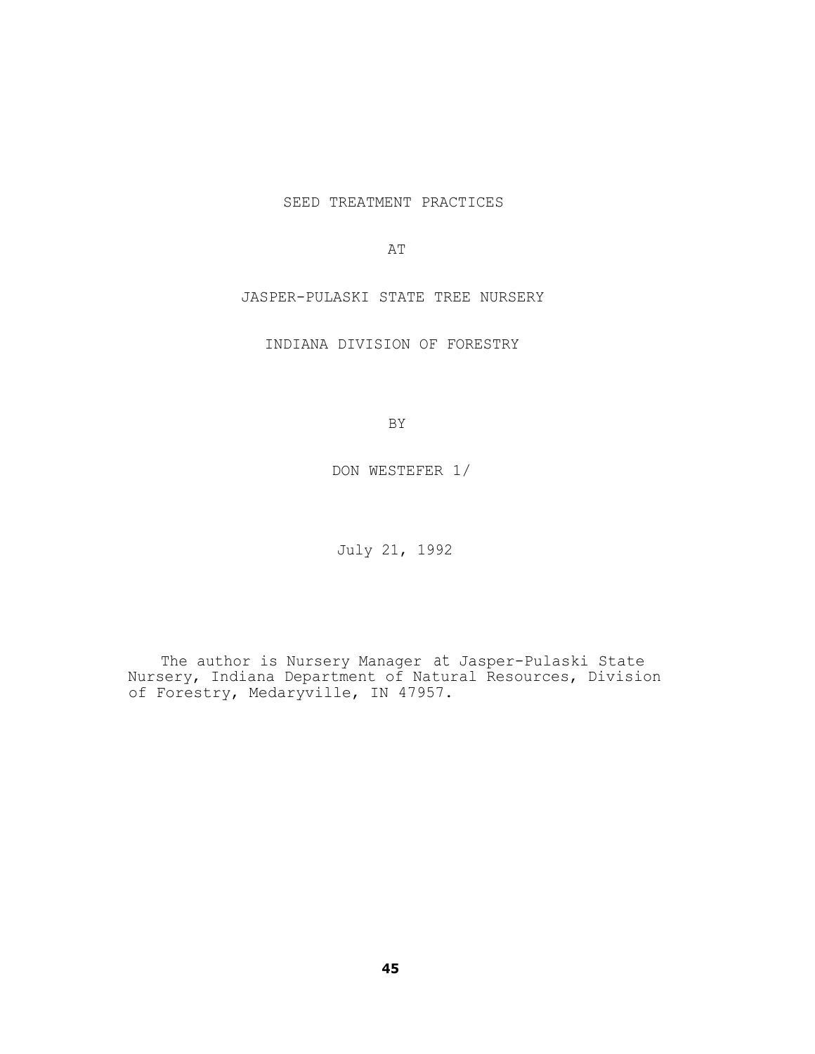# SEED TREATMENT PRACTICES

# AT

# JASPER-PULASKI STATE TREE NURSERY

# INDIANA DIVISION OF FORESTRY

BY

DON WESTEFER 1/

July 21, 1992

The author is Nursery Manager at Jasper-Pulaski State Nursery, Indiana Department of Natural Resources, Division of Forestry, Medaryville, IN 47957.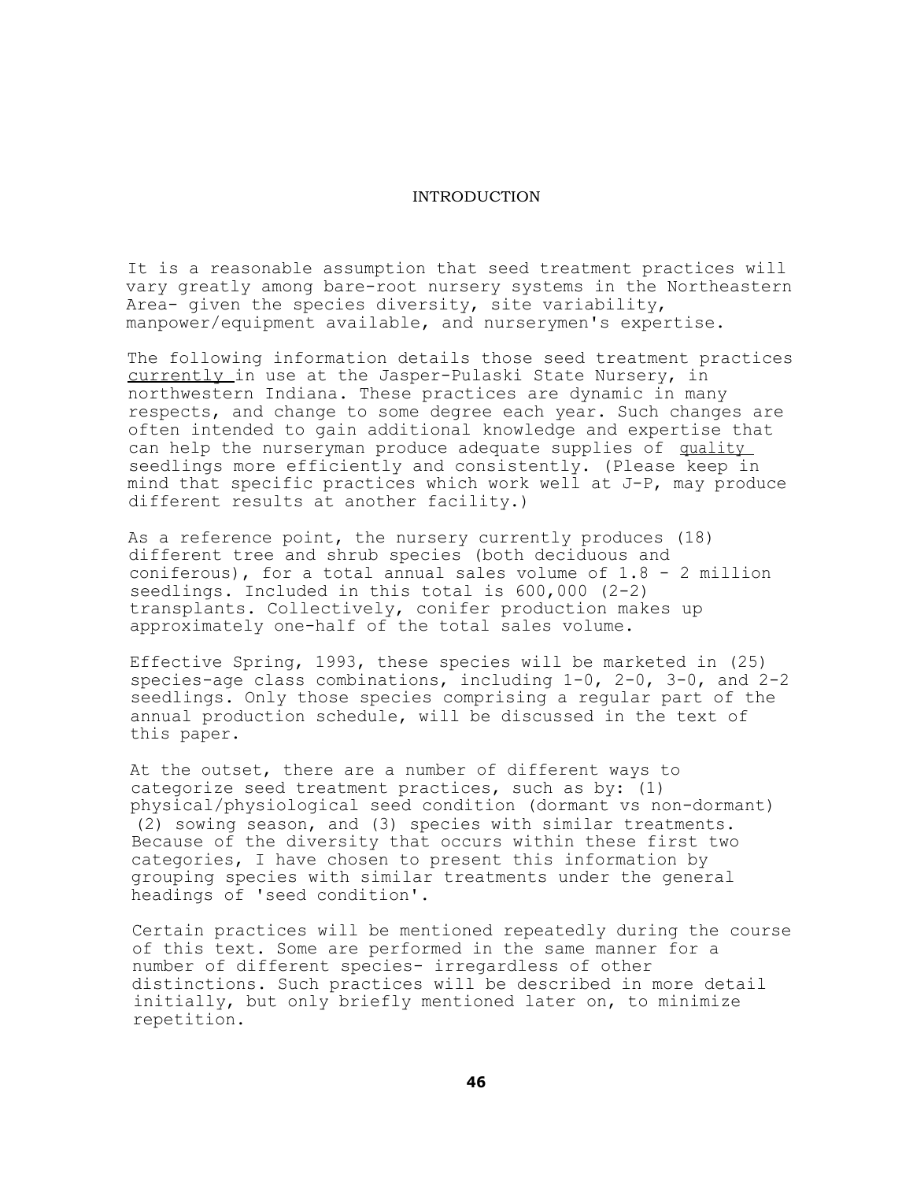# INTRODUCTION

It is a reasonable assumption that seed treatment practices will vary greatly among bare-root nursery systems in the Northeastern Area- given the species diversity, site variability, manpower/equipment available, and nurserymen's expertise.

The following information details those seed treatment practices <u>currently</u> in use at the Jasper-Pulaski State Nursery, in northwestern Indiana. These practices are dynamic in many respects, and change to some degree each year. Such changes are often intended to gain additional knowledge and expertise that can help the nurseryman produce adequate supplies of <u>quality</u> seedlings more efficiently and consistently. (Please keep in mind that specific practices which work well at J-P, may produce different results at another facility.)

As a reference point, the nursery currently produces (18) different tree and shrub species (both deciduous and coniferous), for a total annual sales volume of 1.8 - 2 million seedlings. Included in this total is 600,000 (2-2) transplants. Collectively, conifer production makes up approximately one-half of the total sales volume.

Effective Spring, 1993, these species will be marketed in (25) species-age class combinations, including 1-0, 2-0, 3-0, and 2-2 seedlings. Only those species comprising a regular part of the annual production schedule, will be discussed in the text of this paper.

At the outset, there are a number of different ways to categorize seed treatment practices, such as by: (1) physical/physiological seed condition (dormant vs non-dormant) (2) sowing season, and (3) species with similar treatments. Because of the diversity that occurs within these first two categories, I have chosen to present this information by grouping species with similar treatments under the general headings of 'seed condition'.

Certain practices will be mentioned repeatedly during the course of this text. Some are performed in the same manner for a number of different species- irregardless of other distinctions. Such practices will be described in more detail initially, but only briefly mentioned later on, to minimize repetition.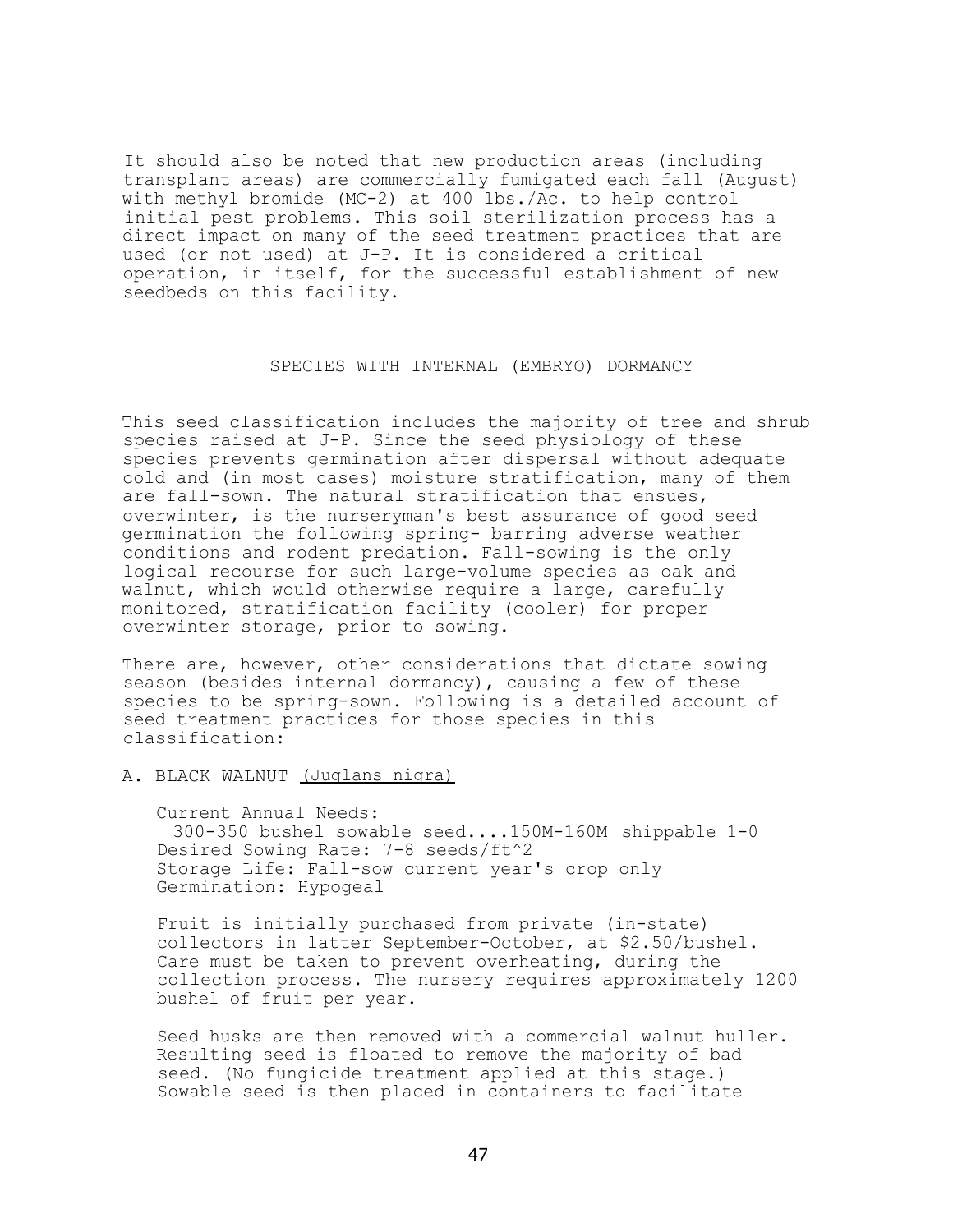It should also be noted that new production areas (including transplant areas) are commercially fumigated each fall (August) with methyl bromide (MC-2) at 400 lbs./Ac. to help control initial pest problems. This soil sterilization process has a direct impact on many of the seed treatment practices that are used (or not used) at J-P. It is considered a critical operation, in itself, for the successful establishment of new seedbeds on this facility.

## SPECIES WITH INTERNAL (EMBRYO) DORMANCY

This seed classification includes the majority of tree and shrub species raised at J-P. Since the seed physiology of these species prevents germination after dispersal without adequate cold and (in most cases) moisture stratification, many of them are fall-sown. The natural stratification that ensues, overwinter, is the nurseryman's best assurance of good seed germination the following spring- barring adverse weather conditions and rodent predation. Fall-sowing is the only logical recourse for such large-volume species as oak and walnut, which would otherwise require a large, carefully monitored, stratification facility (cooler) for proper overwinter storage, prior to sowing.

There are, however, other considerations that dictate sowing season (besides internal dormancy), causing a few of these species to be spring-sown. Following is a detailed account of seed treatment practices for those species in this classification:

### A. BLACK WALNUT *(Juglans nigra)*

Current Annual Needs:
300-350 bushel sowable seed....150M-160M shippable 1-0
Desired Sowing Rate: 7-8 seeds/ft^2
Storage Life: Fall-sow current year's crop only
Germination: Hypogeal

Fruit is initially purchased from private (in-state) collectors in latter September-October, at $2.50/bushel. Care must be taken to prevent overheating, during the collection process. The nursery requires approximately 1200 bushel of fruit per year.

Seed husks are then removed with a commercial walnut huller. Resulting seed is floated to remove the majority of bad seed. (No fungicide treatment applied at this stage.) Sowable seed is then placed in containers to facilitate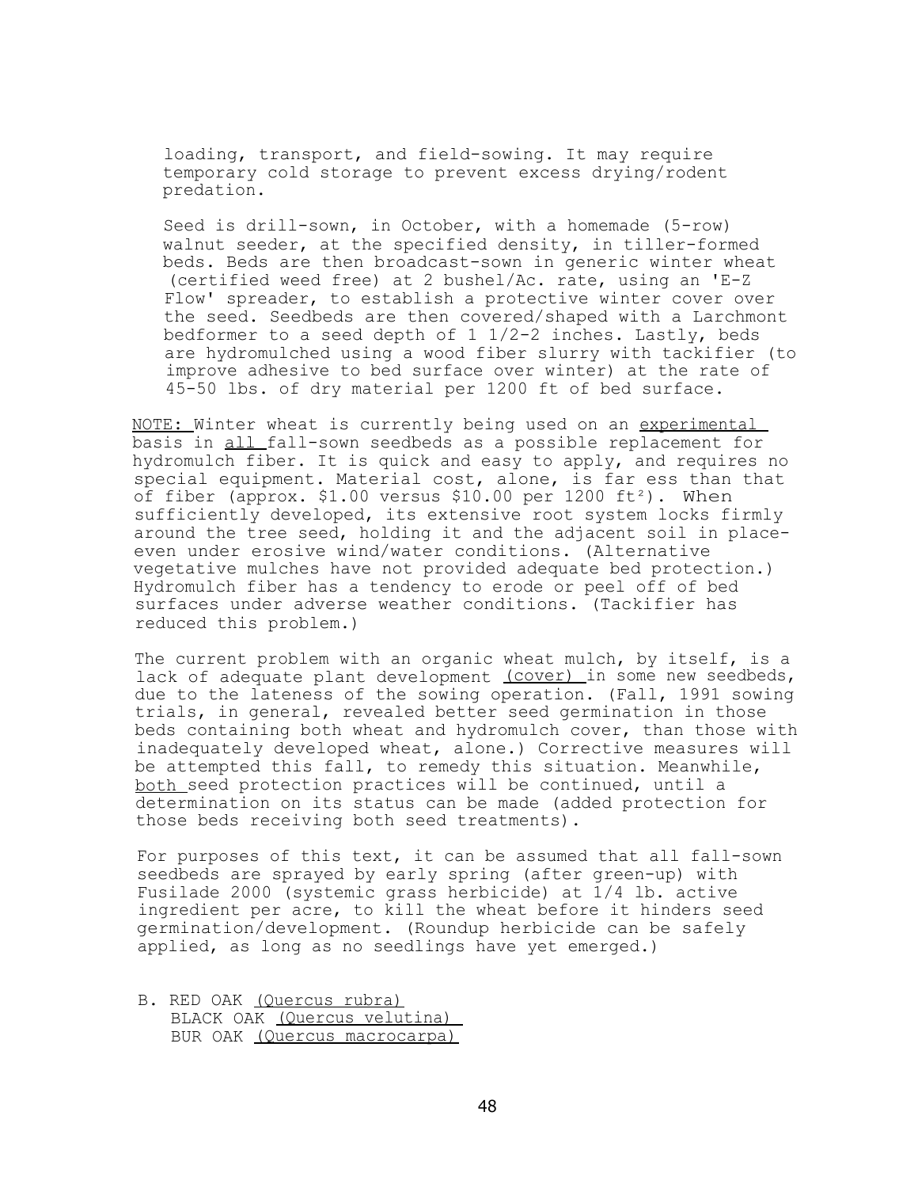loading, transport, and field-sowing. It may require temporary cold storage to prevent excess drying/rodent predation.

Seed is drill-sown, in October, with a homemade (5-row) walnut seeder, at the specified density, in tiller-formed beds. Beds are then broadcast-sown in generic winter wheat (certified weed free) at 2 bushel/Ac. rate, using an 'E-Z Flow' spreader, to establish a protective winter cover over the seed. Seedbeds are then covered/shaped with a Larchmont bedformer to a seed depth of 1 1/2-2 inches. Lastly, beds are hydromulched using a wood fiber slurry with tackifier (to improve adhesive to bed surface over winter) at the rate of 45-50 lbs. of dry material per 1200 ft of bed surface.

NOTE: Winter wheat is currently being used on an experimental basis in all fall-sown seedbeds as a possible replacement for hydromulch fiber. It is quick and easy to apply, and requires no special equipment. Material cost, alone, is far ess than that of fiber (approx. \$1.00 versus \$10.00 per 1200 $ft^2$). When sufficiently developed, its extensive root system locks firmly around the tree seed, holding it and the adjacent soil in place- even under erosive wind/water conditions. (Alternative vegetative mulches have not provided adequate bed protection.) Hydromulch fiber has a tendency to erode or peel off of bed surfaces under adverse weather conditions. (Tackifier has reduced this problem.)

The current problem with an organic wheat mulch, by itself, is a lack of adequate plant development (cover) in some new seedbeds, due to the lateness of the sowing operation. (Fall, 1991 sowing trials, in general, revealed better seed germination in those beds containing both wheat and hydromulch cover, than those with inadequately developed wheat, alone.) Corrective measures will be attempted this fall, to remedy this situation. Meanwhile, both seed protection practices will be continued, until a determination on its status can be made (added protection for those beds receiving both seed treatments).

For purposes of this text, it can be assumed that all fall-sown seedbeds are sprayed by early spring (after green-up) with Fusilade 2000 (systemic grass herbicide) at 1/4 lb. active ingredient per acre, to kill the wheat before it hinders seed germination/development. (Roundup herbicide can be safely applied, as long as no seedlings have yet emerged.)

B. RED OAK (*Quercus rubra*)
BLACK OAK (*Quercus velutina*)
BUR OAK (*Quercus macrocarpa*)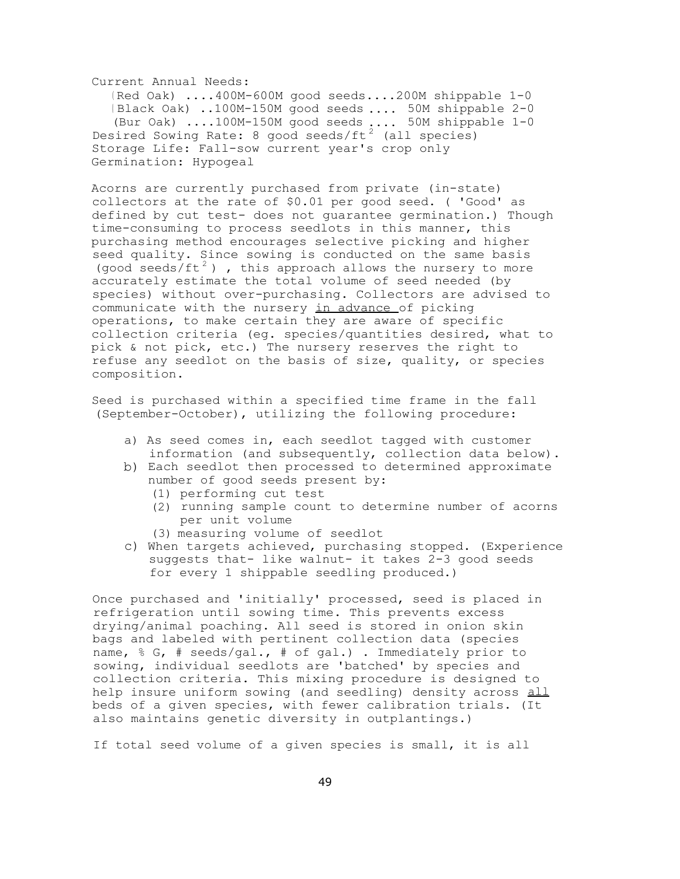Current Annual Needs:

(Red Oak) ....400M-600M good seeds....200M shippable 1-0
(Black Oak) ..100M-150M good seeds .... 50M shippable 2-0
(Bur Oak) ....100M-150M good seeds .... 50M shippable 1-0

Desired Sowing Rate: 8 good seeds/$ft^2$ (all species)
Storage Life: Fall-sow current year's crop only
Germination: Hypogeal

Acorns are currently purchased from private (in-state) collectors at the rate of $0.01 per good seed. ( 'Good' as defined by cut test- does not guarantee germination.) Though time-consuming to process seedlots in this manner, this purchasing method encourages selective picking and higher seed quality. Since sowing is conducted on the same basis (good seeds/$ft^2$) , this approach allows the nursery to more accurately estimate the total volume of seed needed (by species) without over-purchasing. Collectors are advised to communicate with the nursery <u>in advance</u> of picking operations, to make certain they are aware of specific collection criteria (eg. species/quantities desired, what to pick & not pick, etc.) The nursery reserves the right to refuse any seedlot on the basis of size, quality, or species composition.

Seed is purchased within a specified time frame in the fall (September-October), utilizing the following procedure:

a) As seed comes in, each seedlot tagged with customer information (and subsequently, collection data below).
b) Each seedlot then processed to determined approximate number of good seeds present by:
   (1) performing cut test
   (2) running sample count to determine number of acorns per unit volume
   (3) measuring volume of seedlot
c) When targets achieved, purchasing stopped. (Experience suggests that- like walnut- it takes 2-3 good seeds for every 1 shippable seedling produced.)

Once purchased and 'initially' processed, seed is placed in refrigeration until sowing time. This prevents excess drying/animal poaching. All seed is stored in onion skin bags and labeled with pertinent collection data (species name, % G, # seeds/gal., # of gal.) . Immediately prior to sowing, individual seedlots are 'batched' by species and collection criteria. This mixing procedure is designed to help insure uniform sowing (and seedling) density across <u>all</u> beds of a given species, with fewer calibration trials. (It also maintains genetic diversity in outplantings.)

If total seed volume of a given species is small, it is all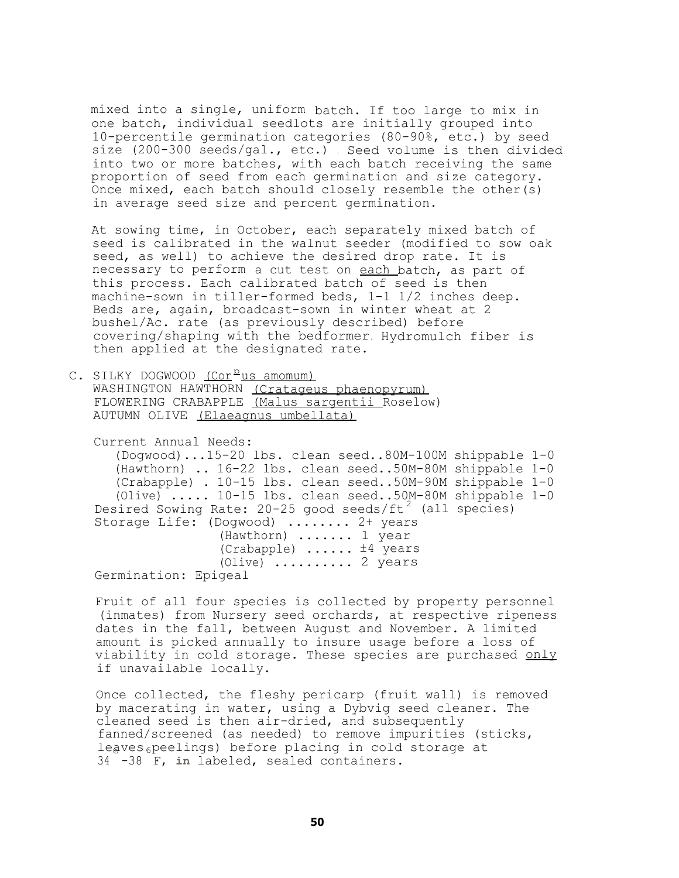mixed into a single, uniform batch. If too large to mix in one batch, individual seedlots are initially grouped into 10-percentile germination categories (80-90%, etc.) by seed size (200-300 seeds/gal., etc.). Seed volume is then divided into two or more batches, with each batch receiving the same proportion of seed from each germination and size category. Once mixed, each batch should closely resemble the other(s) in average seed size and percent germination.

At sowing time, in October, each separately mixed batch of seed is calibrated in the walnut seeder (modified to sow oak seed, as well) to achieve the desired drop rate. It is necessary to perform a cut test on each batch, as part of this process. Each calibrated batch of seed is then machine-sown in tiller-formed beds, 1-1 1/2 inches deep. Beds are, again, broadcast-sown in winter wheat at 2 bushel/Ac. rate (as previously described) before covering/shaping with the bedformer. Hydromulch fiber is then applied at the designated rate.

C. SILKY DOGWOOD (Cornus amomum)
WASHINGTON HAWTHORN (Crataegus phaenopyrum)
FLOWERING CRABAPPLE (Malus sargentii Roselow)
AUTUMN OLIVE (Elaeagnus umbellata)

Current Annual Needs:
(Dogwood)...15-20 lbs. clean seed..80M-100M shippable 1-0
(Hawthorn) .. 16-22 lbs. clean seed..50M-80M shippable 1-0
(Crabapple) . 10-15 lbs. clean seed..50M-90M shippable 1-0
(Olive) ..... 10-15 lbs. clean seed..50M-80M shippable 1-0
Desired Sowing Rate: 20-25 good seeds/ft$^2$ (all species)
Storage Life: (Dogwood) ........ 2+ years
(Hawthorn) ....... 1 year
(Crabapple) ...... ±4 years
(Olive) .......... 2 years
Germination: Epigeal

Fruit of all four species is collected by property personnel (inmates) from Nursery seed orchards, at respective ripeness dates in the fall, between August and November. A limited amount is picked annually to insure usage before a loss of viability in cold storage. These species are purchased only if unavailable locally.

Once collected, the fleshy pericarp (fruit wall) is removed by macerating in water, using a Dybvig seed cleaner. The cleaned seed is then air-dried, and subsequently fanned/screened (as needed) to remove impurities (sticks, leaves, peelings) before placing in cold storage at 34°-38° F, in labeled, sealed containers.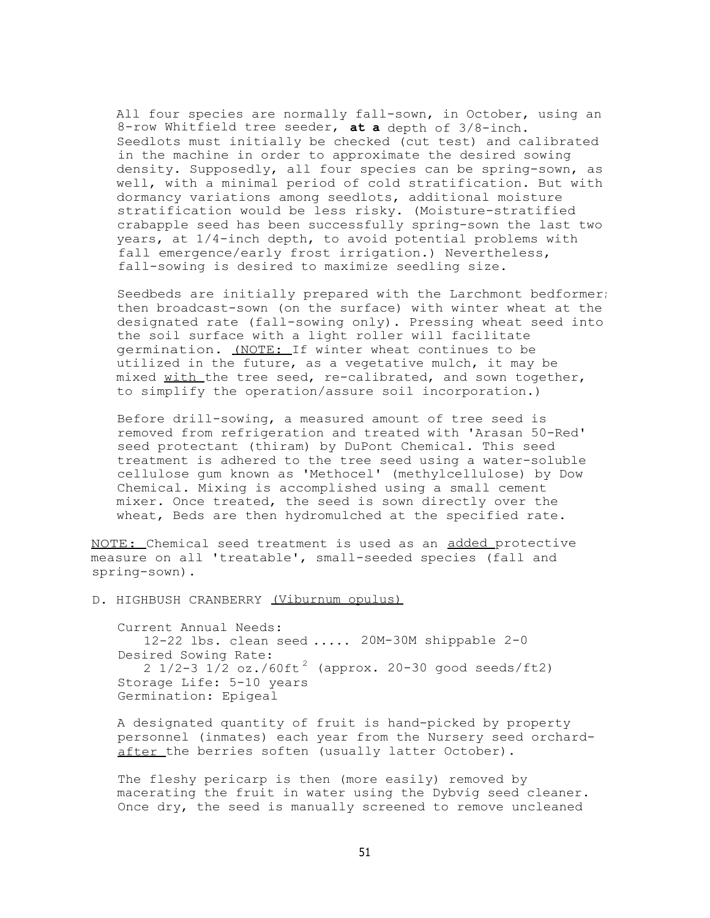All four species are normally fall-sown, in October, using an 8-row Whitfield tree seeder, **at a** depth of 3/8-inch. Seedlots must initially be checked (cut test) and calibrated in the machine in order to approximate the desired sowing density. Supposedly, all four species can be spring-sown, as well, with a minimal period of cold stratification. But with dormancy variations among seedlots, additional moisture stratification would be less risky. (Moisture-stratified crabapple seed has been successfully spring-sown the last two years, at 1/4-inch depth, to avoid potential problems with fall emergence/early frost irrigation.) Nevertheless, fall-sowing is desired to maximize seedling size.

Seedbeds are initially prepared with the Larchmont bedformer; then broadcast-sown (on the surface) with winter wheat at the designated rate (fall-sowing only). Pressing wheat seed into the soil surface with a light roller will facilitate germination. (NOTE: If winter wheat continues to be utilized in the future, as a vegetative mulch, it may be mixed with the tree seed, re-calibrated, and sown together, to simplify the operation/assure soil incorporation.)

Before drill-sowing, a measured amount of tree seed is removed from refrigeration and treated with 'Arasan 50-Red' seed protectant (thiram) by DuPont Chemical. This seed treatment is adhered to the tree seed using a water-soluble cellulose gum known as 'Methocel' (methylcellulose) by Dow Chemical. Mixing is accomplished using a small cement mixer. Once treated, the seed is sown directly over the wheat, Beds are then hydromulched at the specified rate.

NOTE: Chemical seed treatment is used as an added protective measure on all 'treatable', small-seeded species (fall and spring-sown).

D. HIGHBUSH CRANBERRY (*Viburnum opulus*)

Current Annual Needs:
12-22 lbs. clean seed ..... 20M-30M shippable 2-0
Desired Sowing Rate:
2 1/2-3 1/2 oz./60ft$^2$ (approx. 20-30 good seeds/ft2)
Storage Life: 5-10 years
Germination: Epigeal

A designated quantity of fruit is hand-picked by property personnel (inmates) each year from the Nursery seed orchard-after the berries soften (usually latter October).

The fleshy pericarp is then (more easily) removed by macerating the fruit in water using the Dybvig seed cleaner. Once dry, the seed is manually screened to remove uncleaned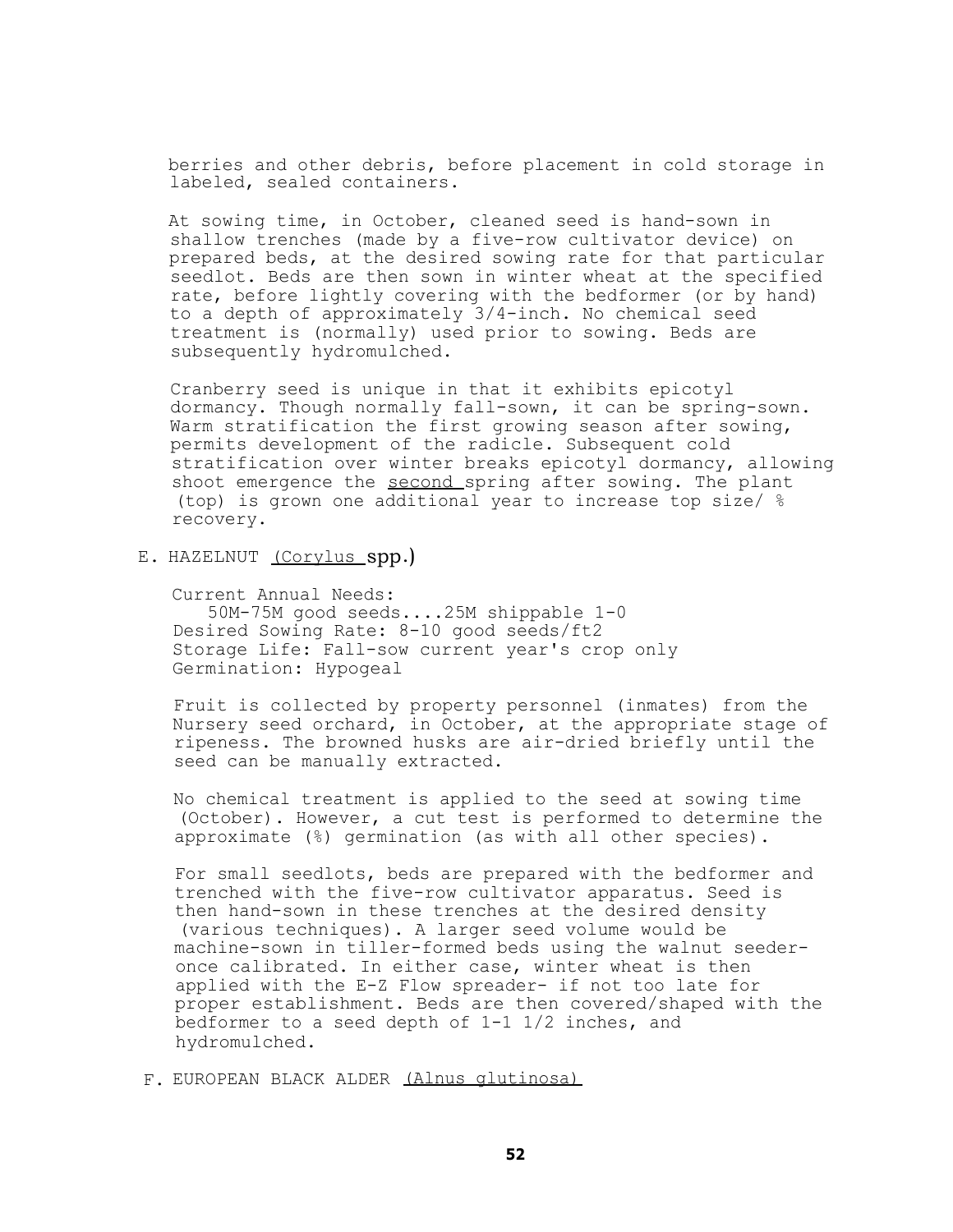berries and other debris, before placement in cold storage in labeled, sealed containers.

At sowing time, in October, cleaned seed is hand-sown in shallow trenches (made by a five-row cultivator device) on prepared beds, at the desired sowing rate for that particular seedlot. Beds are then sown in winter wheat at the specified rate, before lightly covering with the bedformer (or by hand) to a depth of approximately 3/4-inch. No chemical seed treatment is (normally) used prior to sowing. Beds are subsequently hydromulched.

Cranberry seed is unique in that it exhibits epicotyl dormancy. Though normally fall-sown, it can be spring-sown. Warm stratification the first growing season after sowing, permits development of the radicle. Subsequent cold stratification over winter breaks epicotyl dormancy, allowing shoot emergence the <u>second</u> spring after sowing. The plant (top) is grown one additional year to increase top size/ % recovery.

## E. HAZELNUT <u>(Corylus</u> spp.)

Current Annual Needs:
50M-75M good seeds....25M shippable 1-0
Desired Sowing Rate: 8-10 good seeds/ft2
Storage Life: Fall-sow current year's crop only
Germination: Hypogeal

Fruit is collected by property personnel (inmates) from the Nursery seed orchard, in October, at the appropriate stage of ripeness. The browned husks are air-dried briefly until the seed can be manually extracted.

No chemical treatment is applied to the seed at sowing time (October). However, a cut test is performed to determine the approximate (%) germination (as with all other species).

For small seedlots, beds are prepared with the bedformer and trenched with the five-row cultivator apparatus. Seed is then hand-sown in these trenches at the desired density (various techniques). A larger seed volume would be machine-sown in tiller-formed beds using the walnut seeder- once calibrated. In either case, winter wheat is then applied with the E-Z Flow spreader- if not too late for proper establishment. Beds are then covered/shaped with the bedformer to a seed depth of 1-1 1/2 inches, and hydromulched.

## F. EUROPEAN BLACK ALDER <u>(Alnus glutinosa)</u>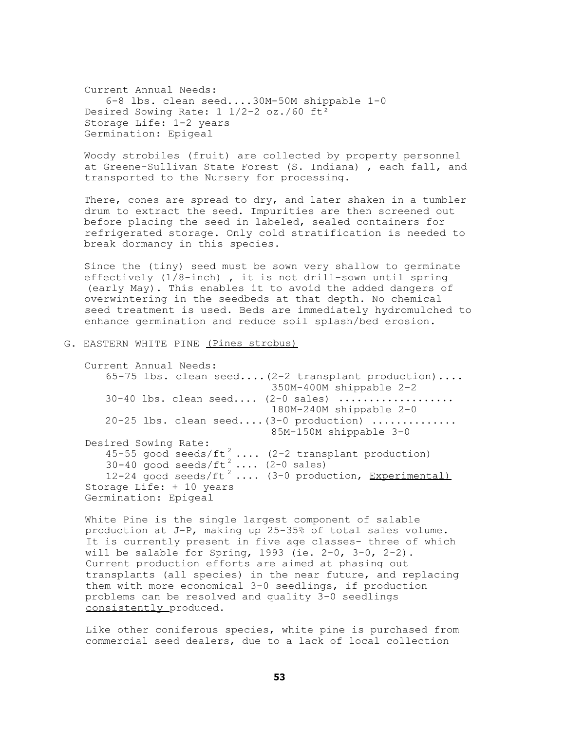Current Annual Needs:
   6-8 lbs. clean seed....30M-50M shippable 1-0
Desired Sowing Rate: 1 1/2-2 oz./60 $ft^2$
Storage Life: 1-2 years
Germination: Epigeal

Woody strobiles (fruit) are collected by property personnel at Greene-Sullivan State Forest (S. Indiana) , each fall, and transported to the Nursery for processing.

There, cones are spread to dry, and later shaken in a tumbler drum to extract the seed. Impurities are then screened out before placing the seed in labeled, sealed containers for refrigerated storage. Only cold stratification is needed to break dormancy in this species.

Since the (tiny) seed must be sown very shallow to germinate effectively (1/8-inch) , it is not drill-sown until spring (early May). This enables it to avoid the added dangers of overwintering in the seedbeds at that depth. No chemical seed treatment is used. Beds are immediately hydromulched to enhance germination and reduce soil splash/bed erosion.

G. EASTERN WHITE PINE (Pines strobus)

Current Annual Needs:
   65-75 lbs. clean seed....(2-2 transplant production).... 350M-400M shippable 2-2
   30-40 lbs. clean seed.... (2-0 sales) .................. 180M-240M shippable 2-0
   20-25 lbs. clean seed....(3-0 production) ............. 85M-150M shippable 3-0
Desired Sowing Rate:
   45-55 good seeds/$ft^2$ .... (2-2 transplant production)
   30-40 good seeds/$ft^2$ .... (2-0 sales)
   12-24 good seeds/$ft^2$ .... (3-0 production, Experimental)
Storage Life: + 10 years
Germination: Epigeal

White Pine is the single largest component of salable production at J-P, making up 25-35% of total sales volume. It is currently present in five age classes- three of which will be salable for Spring, 1993 (ie. 2-0, 3-0, 2-2). Current production efforts are aimed at phasing out transplants (all species) in the near future, and replacing them with more economical 3-0 seedlings, if production problems can be resolved and quality 3-0 seedlings consistently produced.

Like other coniferous species, white pine is purchased from commercial seed dealers, due to a lack of local collection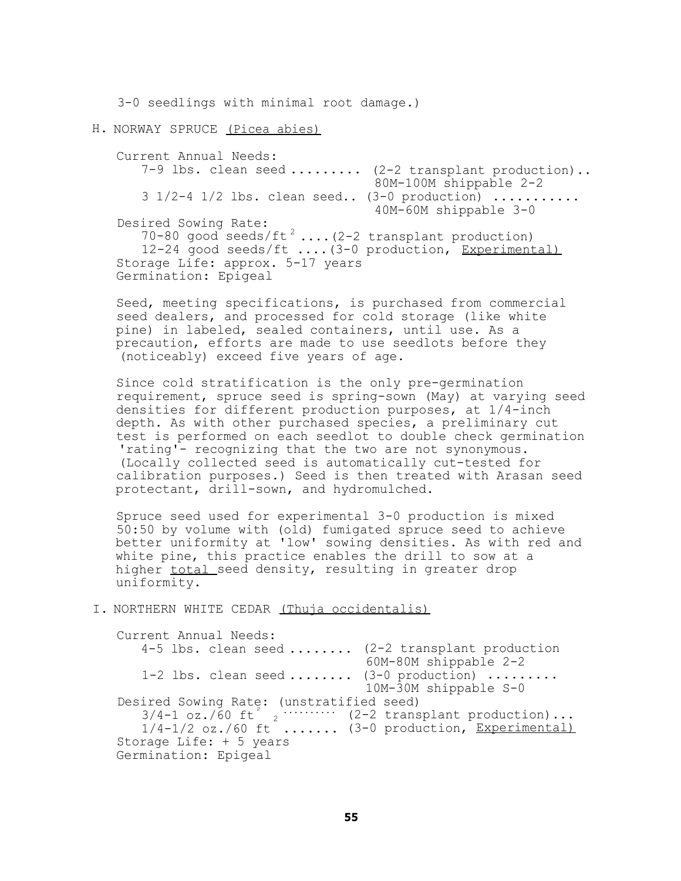3-0 seedlings with minimal root damage.)

## H. NORWAY SPRUCE (*Picea abies*)

Current Annual Needs:

- 7-9 lbs. clean seed ......... (2-2 transplant production).. 80M-100M shippable 2-2
- 3 1/2-4 1/2 lbs. clean seed.. (3-0 production) ........... 40M-60M shippable 3-0

Desired Sowing Rate:

- 70-80 good seeds/ft$^2$ ....(2-2 transplant production)
- 12-24 good seeds/ft ....(3-0 production, Experimental)

Storage Life: approx. 5-17 years

Germination: Epigeal

Seed, meeting specifications, is purchased from commercial seed dealers, and processed for cold storage (like white pine) in labeled, sealed containers, until use. As a precaution, efforts are made to use seedlots before they (noticeably) exceed five years of age.

Since cold stratification is the only pre-germination requirement, spruce seed is spring-sown (May) at varying seed densities for different production purposes, at 1/4-inch depth. As with other purchased species, a preliminary cut test is performed on each seedlot to double check germination 'rating'- recognizing that the two are not synonymous. (Locally collected seed is automatically cut-tested for calibration purposes.) Seed is then treated with Arasan seed protectant, drill-sown, and hydromulched.

Spruce seed used for experimental 3-0 production is mixed 50:50 by volume with (old) fumigated spruce seed to achieve better uniformity at 'low' sowing densities. As with red and white pine, this practice enables the drill to sow at a higher total seed density, resulting in greater drop uniformity.

## I. NORTHERN WHITE CEDAR (*Thuja occidentalis*)

Current Annual Needs:

- 4-5 lbs. clean seed ........ (2-2 transplant production 60M-80M shippable 2-2
- 1-2 lbs. clean seed ........ (3-0 production) ......... 10M-30M shippable S-0

Desired Sowing Rate: (unstratified seed)

- 3/4-1 oz./60 ft$^2$ .......... (2-2 transplant production)...
- 1/4-1/2 oz./60 ft ....... (3-0 production, Experimental)

Storage Life: + 5 years

Germination: Epigeal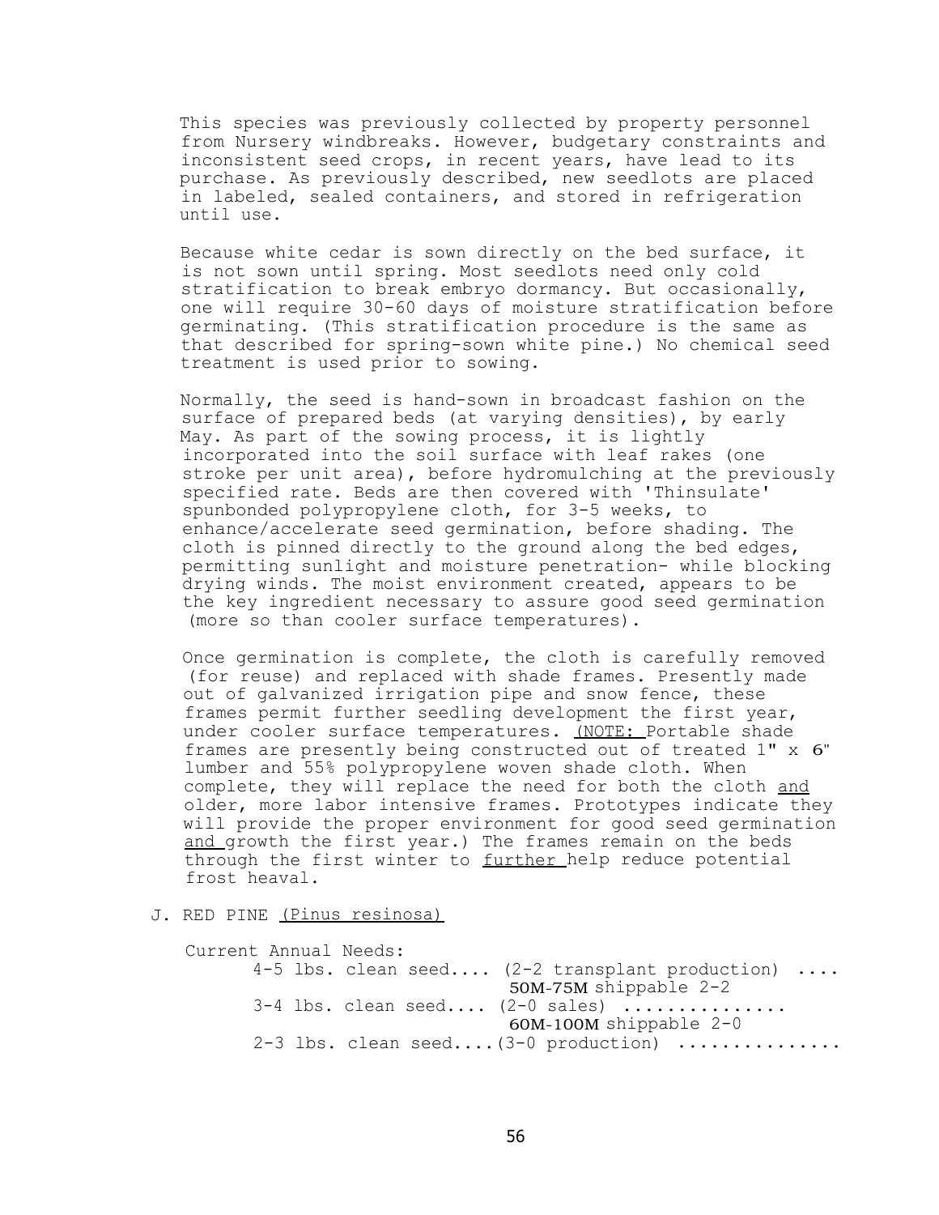This species was previously collected by property personnel from Nursery windbreaks. However, budgetary constraints and inconsistent seed crops, in recent years, have lead to its purchase. As previously described, new seedlots are placed in labeled, sealed containers, and stored in refrigeration until use.

Because white cedar is sown directly on the bed surface, it is not sown until spring. Most seedlots need only cold stratification to break embryo dormancy. But occasionally, one will require 30-60 days of moisture stratification before germinating. (This stratification procedure is the same as that described for spring-sown white pine.) No chemical seed treatment is used prior to sowing.

Normally, the seed is hand-sown in broadcast fashion on the surface of prepared beds (at varying densities), by early May. As part of the sowing process, it is lightly incorporated into the soil surface with leaf rakes (one stroke per unit area), before hydromulching at the previously specified rate. Beds are then covered with 'Thinsulate' spunbonded polypropylene cloth, for 3-5 weeks, to enhance/accelerate seed germination, before shading. The cloth is pinned directly to the ground along the bed edges, permitting sunlight and moisture penetration- while blocking drying winds. The moist environment created, appears to be the key ingredient necessary to assure good seed germination (more so than cooler surface temperatures).

Once germination is complete, the cloth is carefully removed (for reuse) and replaced with shade frames. Presently made out of galvanized irrigation pipe and snow fence, these frames permit further seedling development the first year, under cooler surface temperatures. <u>(NOTE:</u> Portable shade frames are presently being constructed out of treated 1" x 6" lumber and 55% polypropylene woven shade cloth. When complete, they will replace the need for both the cloth <u>and</u> older, more labor intensive frames. Prototypes indicate they will provide the proper environment for good seed germination <u>and</u> growth the first year.) The frames remain on the beds through the first winter to <u>further</u> help reduce potential frost heaval.

J. RED PINE <u>(Pinus resinosa)</u>

Current Annual Needs:

4-5 lbs. clean seed.... (2-2 transplant production) .... 50M-75M shippable 2-2

3-4 lbs. clean seed.... (2-0 sales) ............... 60M-100M shippable 2-0

2-3 lbs. clean seed....(3-0 production) ...............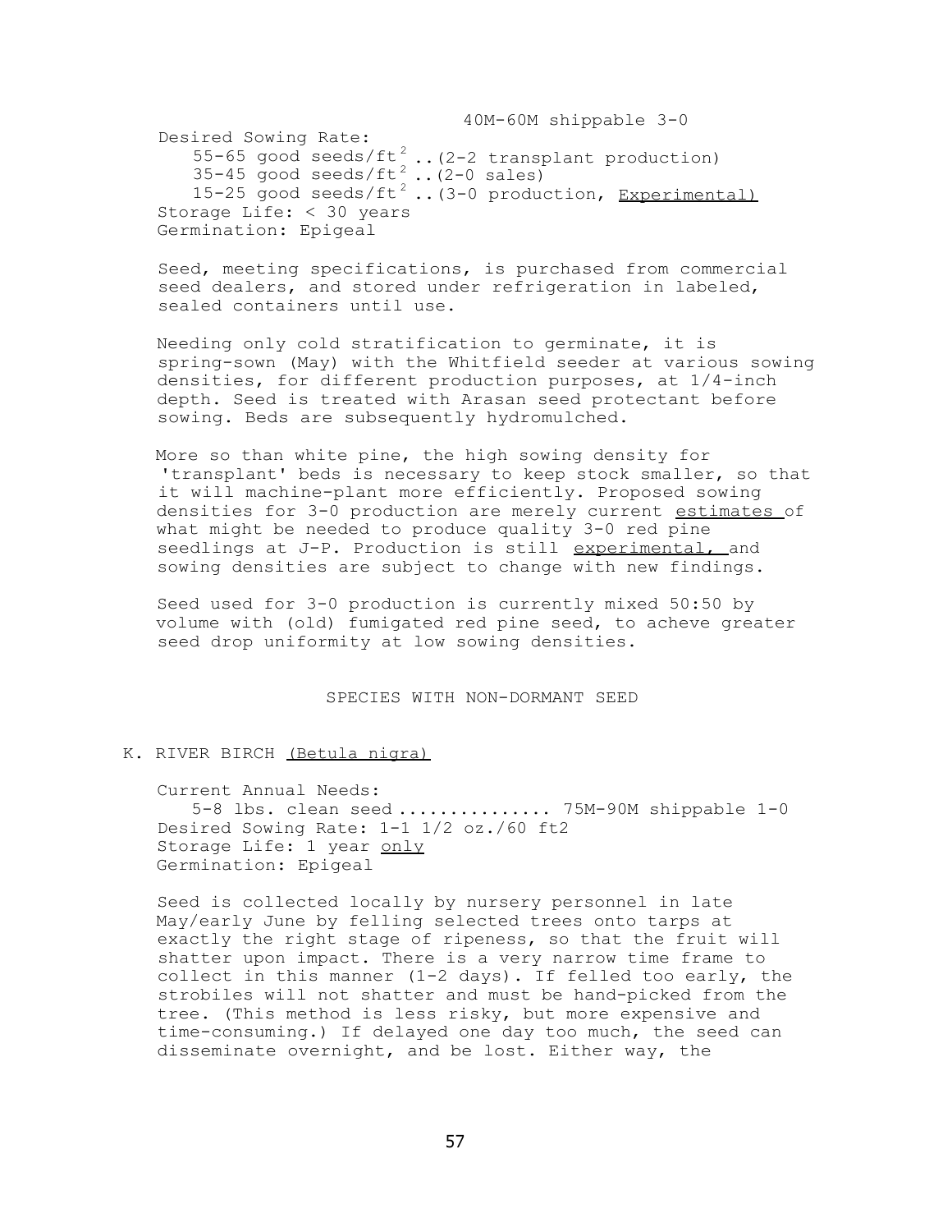40M-60M shippable 3-0

Desired Sowing Rate:
- 55-65 good seeds/ft$^2$ ..(2-2 transplant production)
- 35-45 good seeds/ft$^2$ ..(2-0 sales)
- 15-25 good seeds/ft$^2$ ..(3-0 production, Experimental)

Storage Life: < 30 years
Germination: Epigeal

Seed, meeting specifications, is purchased from commercial seed dealers, and stored under refrigeration in labeled, sealed containers until use.

Needing only cold stratification to germinate, it is spring-sown (May) with the Whitfield seeder at various sowing densities, for different production purposes, at 1/4-inch depth. Seed is treated with Arasan seed protectant before sowing. Beds are subsequently hydromulched.

More so than white pine, the high sowing density for 'transplant' beds is necessary to keep stock smaller, so that it will machine-plant more efficiently. Proposed sowing densities for 3-0 production are merely current estimates of what might be needed to produce quality 3-0 red pine seedlings at J-P. Production is still experimental, and sowing densities are subject to change with new findings.

Seed used for 3-0 production is currently mixed 50:50 by volume with (old) fumigated red pine seed, to acheve greater seed drop uniformity at low sowing densities.

## SPECIES WITH NON-DORMANT SEED

### K. RIVER BIRCH (Betula nigra)

Current Annual Needs:
5-8 lbs. clean seed ............... 75M-90M shippable 1-0

Desired Sowing Rate: 1-1 1/2 oz./60 ft2
Storage Life: 1 year only
Germination: Epigeal

Seed is collected locally by nursery personnel in late May/early June by felling selected trees onto tarps at exactly the right stage of ripeness, so that the fruit will shatter upon impact. There is a very narrow time frame to collect in this manner (1-2 days). If felled too early, the strobiles will not shatter and must be hand-picked from the tree. (This method is less risky, but more expensive and time-consuming.) If delayed one day too much, the seed can disseminate overnight, and be lost. Either way, the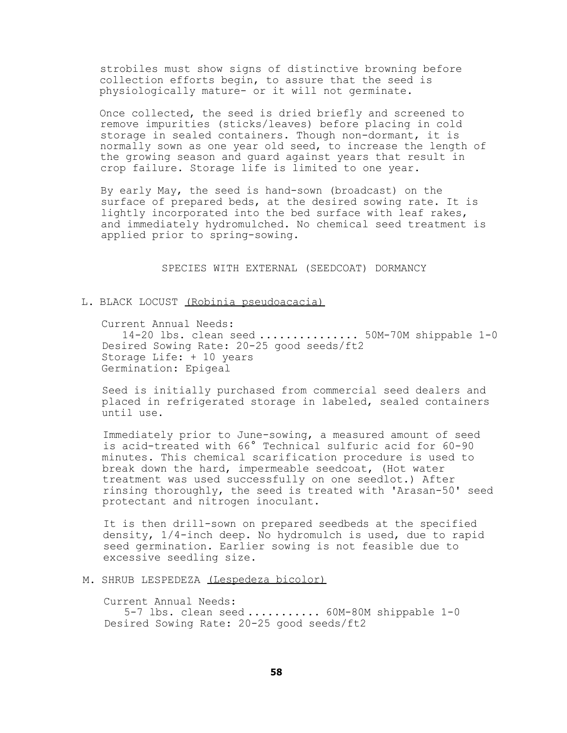strobiles must show signs of distinctive browning before collection efforts begin, to assure that the seed is physiologically mature- or it will not germinate.

Once collected, the seed is dried briefly and screened to remove impurities (sticks/leaves) before placing in cold storage in sealed containers. Though non-dormant, it is normally sown as one year old seed, to increase the length of the growing season and guard against years that result in crop failure. Storage life is limited to one year.

By early May, the seed is hand-sown (broadcast) on the surface of prepared beds, at the desired sowing rate. It is lightly incorporated into the bed surface with leaf rakes, and immediately hydromulched. No chemical seed treatment is applied prior to spring-sowing.

## SPECIES WITH EXTERNAL (SEEDCOAT) DORMANCY

### L. BLACK LOCUST (Robinia pseudoacacia)

Current Annual Needs:
14-20 lbs. clean seed ............... 50M-70M shippable 1-0
Desired Sowing Rate: 20-25 good seeds/ft2
Storage Life: + 10 years
Germination: Epigeal

Seed is initially purchased from commercial seed dealers and placed in refrigerated storage in labeled, sealed containers until use.

Immediately prior to June-sowing, a measured amount of seed is acid-treated with 66° Technical sulfuric acid for 60-90 minutes. This chemical scarification procedure is used to break down the hard, impermeable seedcoat, (Hot water treatment was used successfully on one seedlot.) After rinsing thoroughly, the seed is treated with 'Arasan-50' seed protectant and nitrogen inoculant.

It is then drill-sown on prepared seedbeds at the specified density, 1/4-inch deep. No hydromulch is used, due to rapid seed germination. Earlier sowing is not feasible due to excessive seedling size.

### M. SHRUB LESPEDEZA (Lespedeza bicolor)

Current Annual Needs:
5-7 lbs. clean seed ........... 60M-80M shippable 1-0
Desired Sowing Rate: 20-25 good seeds/ft2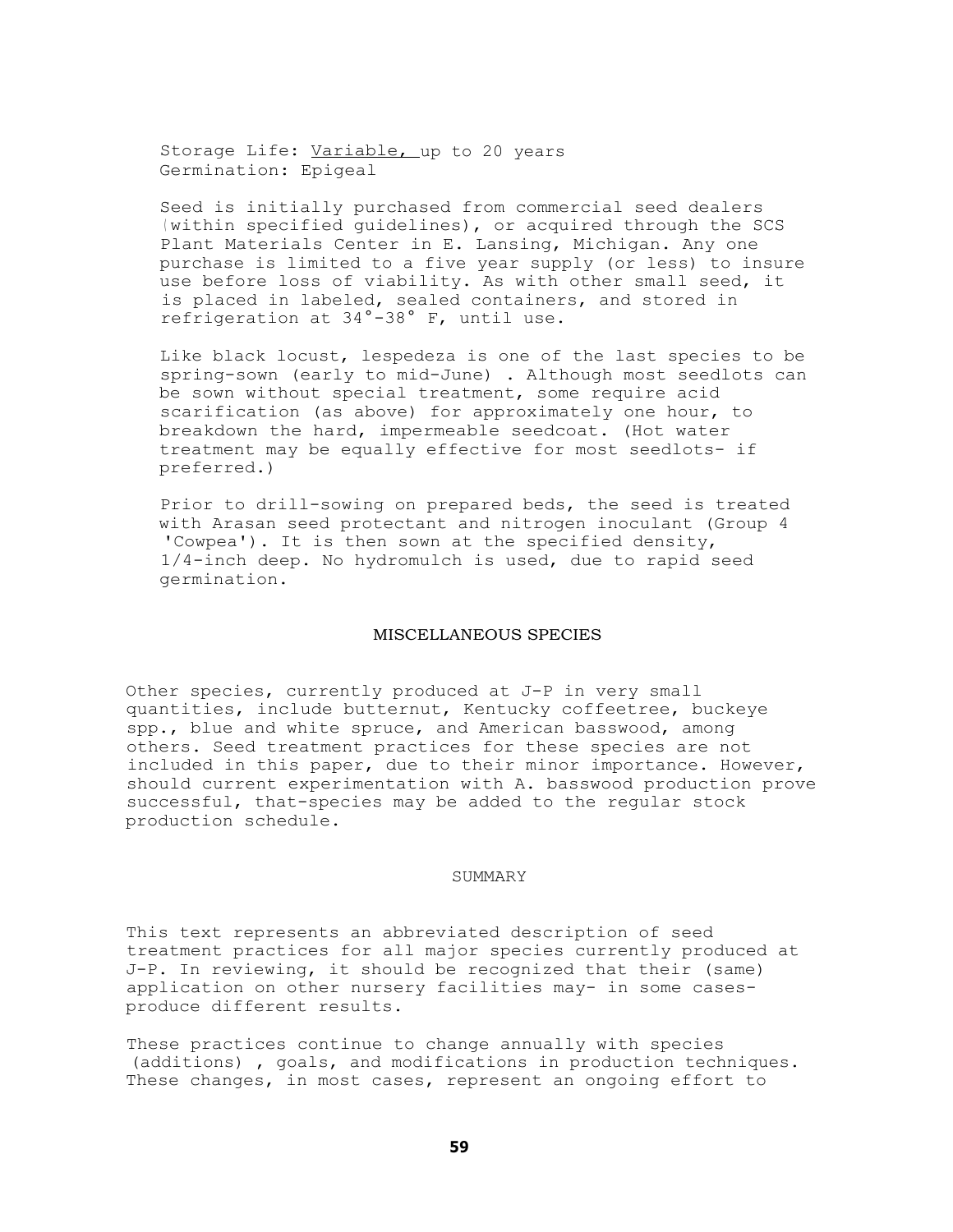Storage Life: Variable, up to 20 years
Germination: Epigeal

Seed is initially purchased from commercial seed dealers (within specified guidelines), or acquired through the SCS Plant Materials Center in E. Lansing, Michigan. Any one purchase is limited to a five year supply (or less) to insure use before loss of viability. As with other small seed, it is placed in labeled, sealed containers, and stored in refrigeration at 34°-38° F, until use.

Like black locust, lespedeza is one of the last species to be spring-sown (early to mid-June) . Although most seedlots can be sown without special treatment, some require acid scarification (as above) for approximately one hour, to breakdown the hard, impermeable seedcoat. (Hot water treatment may be equally effective for most seedlots- if preferred.)

Prior to drill-sowing on prepared beds, the seed is treated with Arasan seed protectant and nitrogen inoculant (Group 4 'Cowpea'). It is then sown at the specified density, 1/4-inch deep. No hydromulch is used, due to rapid seed germination.

## MISCELLANEOUS SPECIES

Other species, currently produced at J-P in very small quantities, include butternut, Kentucky coffeetree, buckeye spp., blue and white spruce, and American basswood, among others. Seed treatment practices for these species are not included in this paper, due to their minor importance. However, should current experimentation with A. basswood production prove successful, that-species may be added to the regular stock production schedule.

## SUMMARY

This text represents an abbreviated description of seed treatment practices for all major species currently produced at J-P. In reviewing, it should be recognized that their (same) application on other nursery facilities may- in some cases- produce different results.

These practices continue to change annually with species (additions) , goals, and modifications in production techniques. These changes, in most cases, represent an ongoing effort to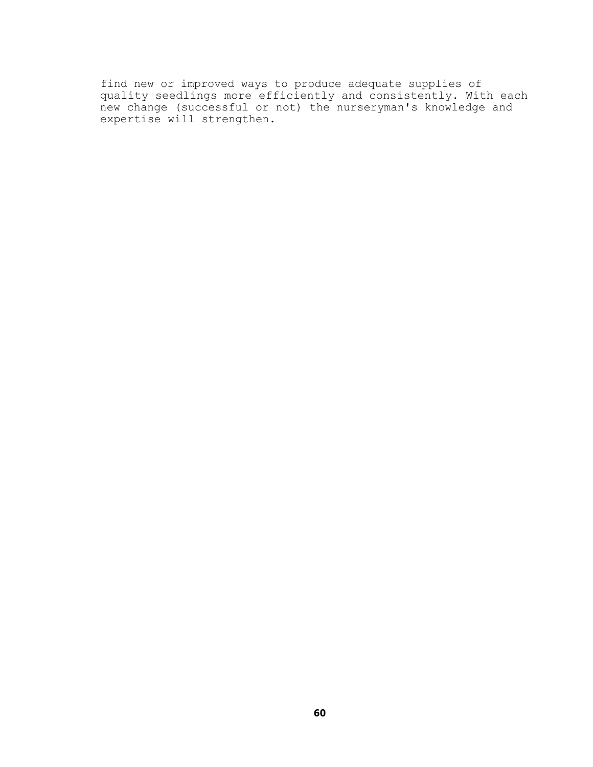find new or improved ways to produce adequate supplies of quality seedlings more efficiently and consistently. With each new change (successful or not) the nurseryman's knowledge and expertise will strengthen.